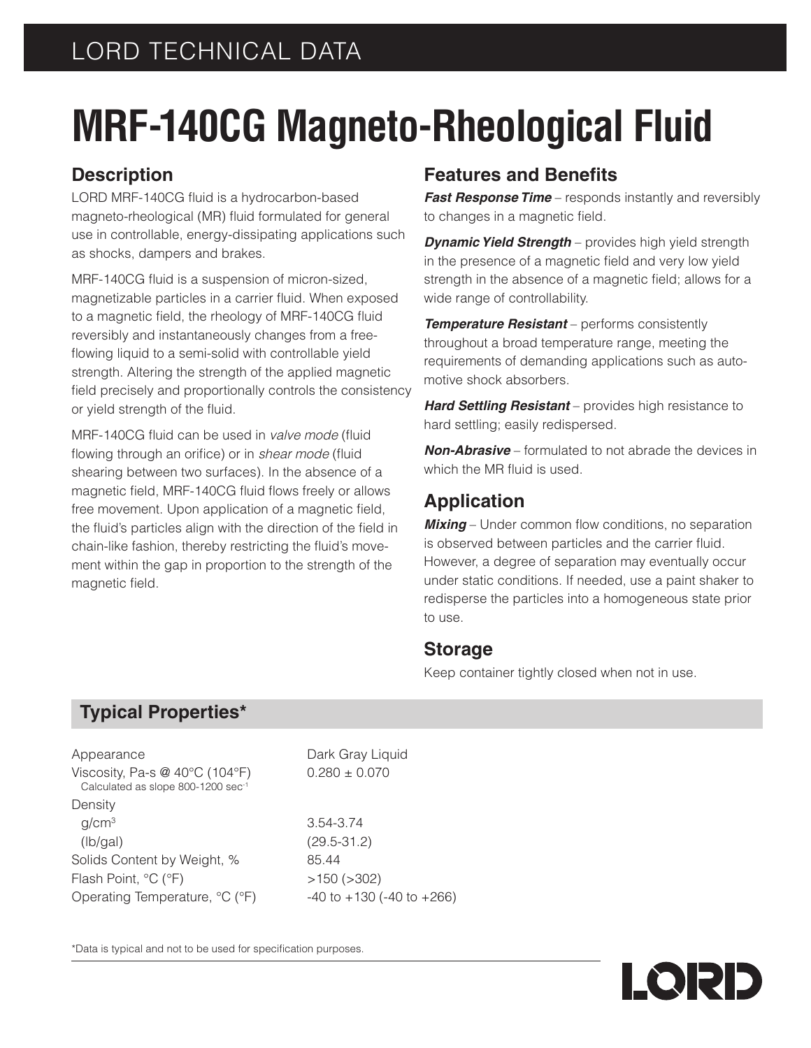LORD TECHNICAL DATA

# MRF-140CG Magneto-Rheological Fluid

## Description

LORD MRF-140CG fluid is a hydrocarbon-based magneto-rheological (MR) fluid formulated for general use in controllable, energy-dissipating applications such as shocks, dampers and brakes.

MRF-140CG fluid is a suspension of micron-sized, magnetizable particles in a carrier fluid. When exposed to a magnetic field, the rheology of MRF-140CG fluid reversibly and instantaneously changes from a free-flowing liquid to a semi-solid with controllable yield strength. Altering the strength of the applied magnetic field precisely and proportionally controls the consistency or yield strength of the fluid.

MRF-140CG fluid can be used in *valve mode* (fluid flowing through an orifice) or in *shear mode* (fluid shearing between two surfaces). In the absence of a magnetic field, MRF-140CG fluid flows freely or allows free movement. Upon application of a magnetic field, the fluid's particles align with the direction of the field in chain-like fashion, thereby restricting the fluid's movement within the gap in proportion to the strength of the magnetic field.

## Features and Benefits

***Fast Response Time*** – responds instantly and reversibly to changes in a magnetic field.

***Dynamic Yield Strength*** – provides high yield strength in the presence of a magnetic field and very low yield strength in the absence of a magnetic field; allows for a wide range of controllability.

***Temperature Resistant*** – performs consistently throughout a broad temperature range, meeting the requirements of demanding applications such as automotive shock absorbers.

***Hard Settling Resistant*** – provides high resistance to hard settling; easily redispersed.

***Non-Abrasive*** – formulated to not abrade the devices in which the MR fluid is used.

## Application

***Mixing*** – Under common flow conditions, no separation is observed between particles and the carrier fluid. However, a degree of separation may eventually occur under static conditions. If needed, use a paint shaker to redisperse the particles into a homogeneous state prior to use.

## Storage

Keep container tightly closed when not in use.

## Typical Properties*

| Property | Value |
|---|---|
| Appearance | Dark Gray Liquid |
| Viscosity, Pa-s @ 40°C (104°F)<br>Calculated as slope 800-1200 sec$^{-1}$ | 0.280 ± 0.070 |
| Density | |
| g/cm$^3$ | 3.54-3.74 |
| (lb/gal) | (29.5-31.2) |
| Solids Content by Weight, % | 85.44 |
| Flash Point, °C (°F) | >150 (>302) |
| Operating Temperature, °C (°F) | -40 to +130 (-40 to +266) |

*Data is typical and not to be used for specification purposes.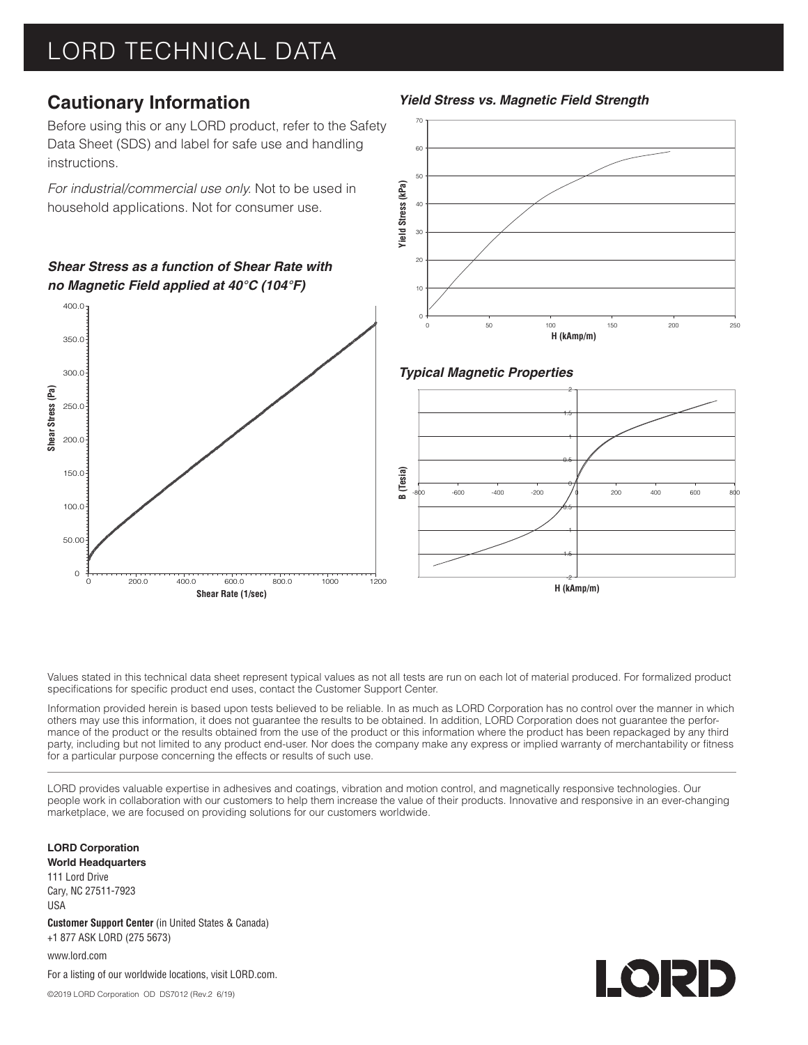## Cautionary Information

Before using this or any LORD product, refer to the Safety Data Sheet (SDS) and label for safe use and handling instructions.

*For industrial/commercial use only*. Not to be used in household applications. Not for consumer use.

***Shear Stress as a function of Shear Rate with no Magnetic Field applied at 40°C (104°F)***

Shear Stress (Pa)

400.0
350.0
300.0
250.0
200.0
150.0
100.0
50.00
0

0
200.0
400.0
600.0
800.0
1000
1200

Shear Rate (1/sec)

***Yield Stress vs. Magnetic Field Strength***

Yield Stress (kPa)

70
60
50
40
30
20
10
0

0
50
100
150
200
250

H (kAmp/m)

***Typical Magnetic Properties***

B (Tesla)

2
1.5
1
0.5
0
-0.5
-1
-1.5
-2

-800
-600
-400
-200
0
200
400
600
800

H (kAmp/m)

Values stated in this technical data sheet represent typical values as not all tests are run on each lot of material produced. For formalized product specifications for specific product end uses, contact the Customer Support Center.

Information provided herein is based upon tests believed to be reliable. In as much as LORD Corporation has no control over the manner in which others may use this information, it does not guarantee the results to be obtained. In addition, LORD Corporation does not guarantee the performance of the product or the results obtained from the use of the product or this information where the product has been repackaged by any third party, including but not limited to any product end-user. Nor does the company make any express or implied warranty of merchantability or fitness for a particular purpose concerning the effects or results of such use.

LORD provides valuable expertise in adhesives and coatings, vibration and motion control, and magnetically responsive technologies. Our people work in collaboration with our customers to help them increase the value of their products. Innovative and responsive in an ever-changing marketplace, we are focused on providing solutions for our customers worldwide.

**LORD Corporation**
**World Headquarters**
111 Lord Drive
Cary, NC 27511-7923
USA

**Customer Support Center** (in United States & Canada)
+1 877 ASK LORD (275 5673)

www.lord.com

For a listing of our worldwide locations, visit LORD.com.

©2019 LORD Corporation OD DS7012 (Rev.2 6/19)